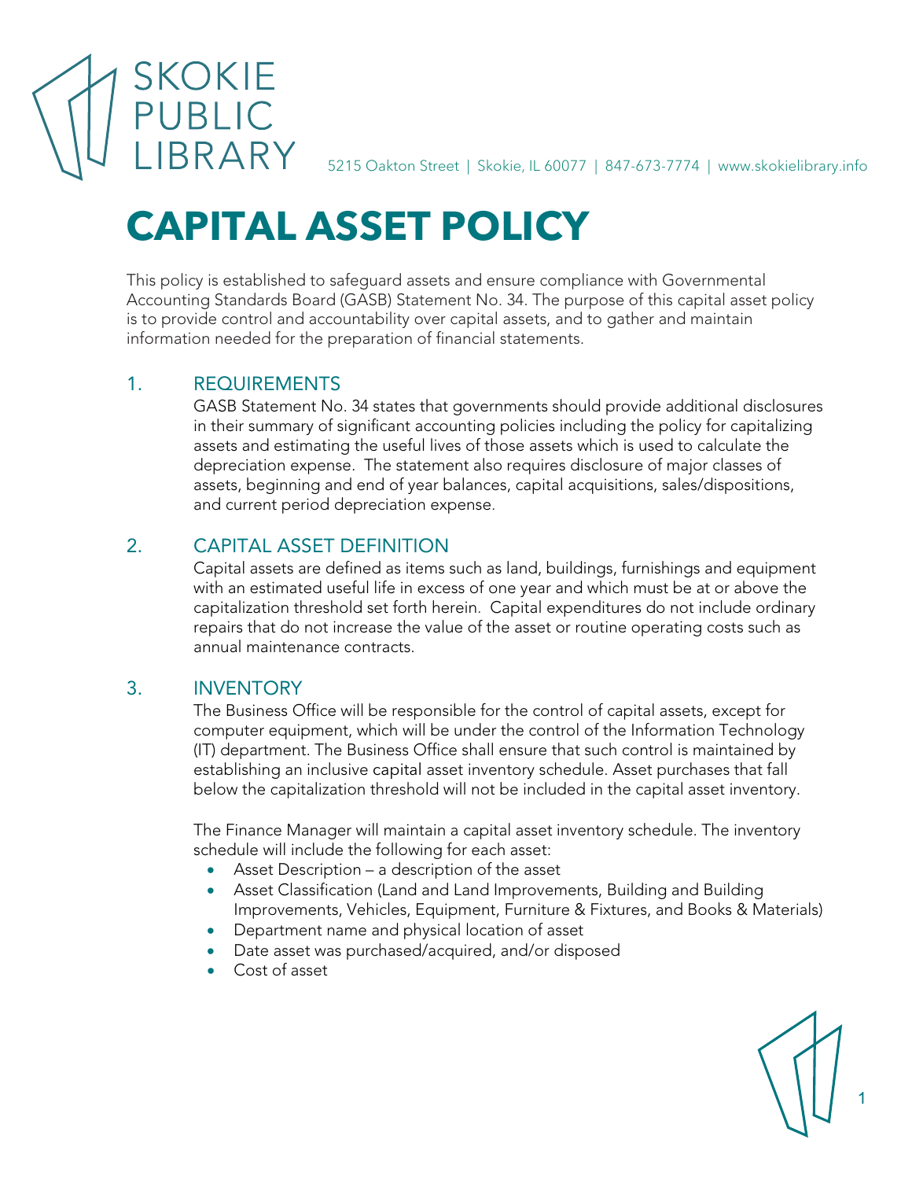SKOKIE PUBLIC LIBRARY

5215 Oakton Street | Skokie, IL 60077 | 847-673-7774 | www.skokielibrary.info

# CAPITAL ASSET POLICY

This policy is established to safeguard assets and ensure compliance with Governmental Accounting Standards Board (GASB) Statement No. 34. The purpose of this capital asset policy is to provide control and accountability over capital assets, and to gather and maintain information needed for the preparation of financial statements.

## 1. REQUIREMENTS

GASB Statement No. 34 states that governments should provide additional disclosures in their summary of significant accounting policies including the policy for capitalizing assets and estimating the useful lives of those assets which is used to calculate the depreciation expense. The statement also requires disclosure of major classes of assets, beginning and end of year balances, capital acquisitions, sales/dispositions, and current period depreciation expense.

## 2. CAPITAL ASSET DEFINITION

Capital assets are defined as items such as land, buildings, furnishings and equipment with an estimated useful life in excess of one year and which must be at or above the capitalization threshold set forth herein. Capital expenditures do not include ordinary repairs that do not increase the value of the asset or routine operating costs such as annual maintenance contracts.

## 3. INVENTORY

The Business Office will be responsible for the control of capital assets, except for computer equipment, which will be under the control of the Information Technology (IT) department. The Business Office shall ensure that such control is maintained by establishing an inclusive capital asset inventory schedule. Asset purchases that fall below the capitalization threshold will not be included in the capital asset inventory.

The Finance Manager will maintain a capital asset inventory schedule. The inventory schedule will include the following for each asset:

- Asset Description – a description of the asset
- Asset Classification (Land and Land Improvements, Building and Building Improvements, Vehicles, Equipment, Furniture & Fixtures, and Books & Materials)
- Department name and physical location of asset
- Date asset was purchased/acquired, and/or disposed
- Cost of asset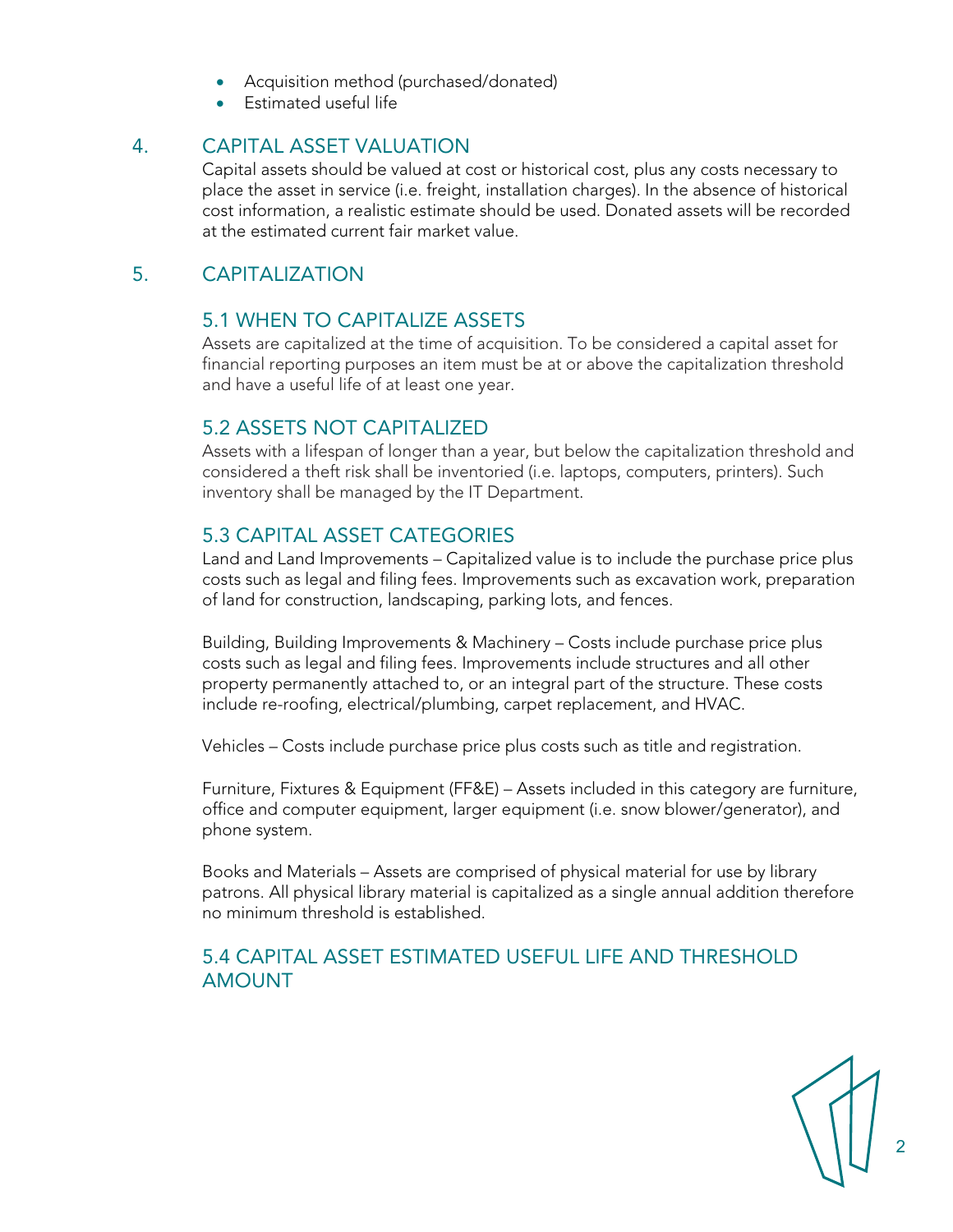- Acquisition method (purchased/donated)
- Estimated useful life

## 4. CAPITAL ASSET VALUATION

Capital assets should be valued at cost or historical cost, plus any costs necessary to place the asset in service (i.e. freight, installation charges). In the absence of historical cost information, a realistic estimate should be used. Donated assets will be recorded at the estimated current fair market value.

## 5. CAPITALIZATION

### 5.1 WHEN TO CAPITALIZE ASSETS

Assets are capitalized at the time of acquisition. To be considered a capital asset for financial reporting purposes an item must be at or above the capitalization threshold and have a useful life of at least one year.

### 5.2 ASSETS NOT CAPITALIZED

Assets with a lifespan of longer than a year, but below the capitalization threshold and considered a theft risk shall be inventoried (i.e. laptops, computers, printers). Such inventory shall be managed by the IT Department.

### 5.3 CAPITAL ASSET CATEGORIES

Land and Land Improvements – Capitalized value is to include the purchase price plus costs such as legal and filing fees. Improvements such as excavation work, preparation of land for construction, landscaping, parking lots, and fences.

Building, Building Improvements & Machinery – Costs include purchase price plus costs such as legal and filing fees. Improvements include structures and all other property permanently attached to, or an integral part of the structure. These costs include re-roofing, electrical/plumbing, carpet replacement, and HVAC.

Vehicles – Costs include purchase price plus costs such as title and registration.

Furniture, Fixtures & Equipment (FF&E) – Assets included in this category are furniture, office and computer equipment, larger equipment (i.e. snow blower/generator), and phone system.

Books and Materials – Assets are comprised of physical material for use by library patrons. All physical library material is capitalized as a single annual addition therefore no minimum threshold is established.

### 5.4 CAPITAL ASSET ESTIMATED USEFUL LIFE AND THRESHOLD AMOUNT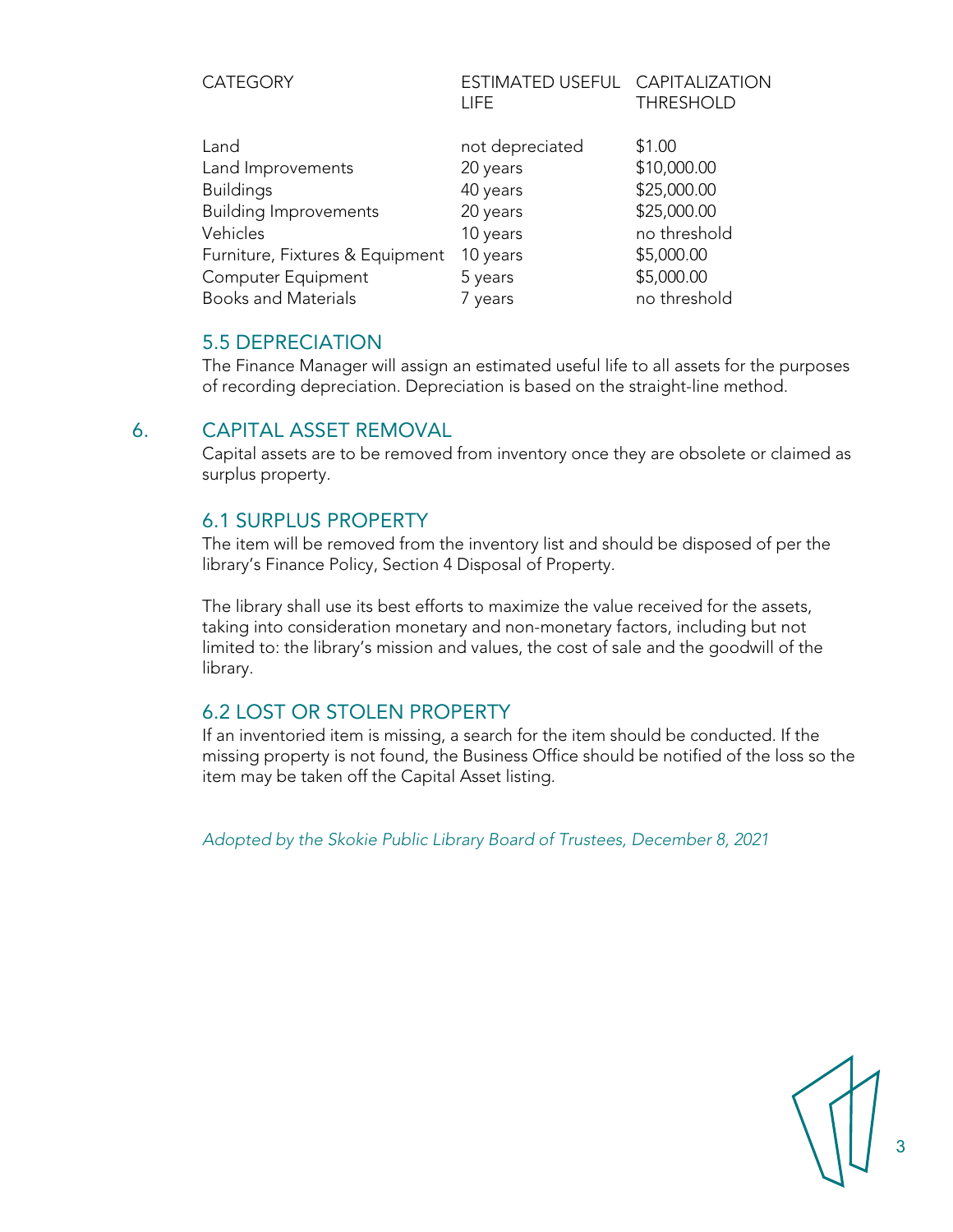| CATEGORY | ESTIMATED USEFUL LIFE | CAPITALIZATION THRESHOLD |
|---|---|---|
| Land | not depreciated | $1.00 |
| Land Improvements | 20 years | $10,000.00 |
| Buildings | 40 years | $25,000.00 |
| Building Improvements | 20 years | $25,000.00 |
| Vehicles | 10 years | no threshold |
| Furniture, Fixtures & Equipment | 10 years | $5,000.00 |
| Computer Equipment | 5 years | $5,000.00 |
| Books and Materials | 7 years | no threshold |

### 5.5 DEPRECIATION

The Finance Manager will assign an estimated useful life to all assets for the purposes of recording depreciation. Depreciation is based on the straight-line method.

## 6. CAPITAL ASSET REMOVAL

Capital assets are to be removed from inventory once they are obsolete or claimed as surplus property.

### 6.1 SURPLUS PROPERTY

The item will be removed from the inventory list and should be disposed of per the library's Finance Policy, Section 4 Disposal of Property.

The library shall use its best efforts to maximize the value received for the assets, taking into consideration monetary and non-monetary factors, including but not limited to: the library's mission and values, the cost of sale and the goodwill of the library.

### 6.2 LOST OR STOLEN PROPERTY

If an inventoried item is missing, a search for the item should be conducted. If the missing property is not found, the Business Office should be notified of the loss so the item may be taken off the Capital Asset listing.

*Adopted by the Skokie Public Library Board of Trustees, December 8, 2021*